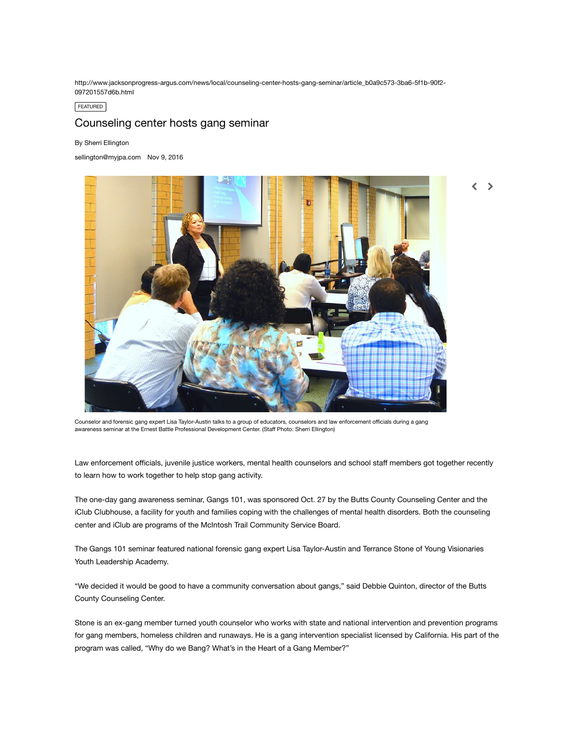http://www.jacksonprogress-argus.com/news/local/counseling-center-hosts-gang-seminar/article_b0a9c573-3ba6-5f1b-90f2-097201557d6b.html

FEATURED

# Counseling center hosts gang seminar

By Sherri Ellington

sellington@myjpa.com Nov 9, 2016

Counselor and forensic gang expert Lisa Taylor-Austin talks to a group of educators, counselors and law enforcement officials during a gang awareness seminar at the Ernest Battle Professional Development Center. (Staff Photo: Sherri Ellington)

Law enforcement officials, juvenile justice workers, mental health counselors and school staff members got together recently to learn how to work together to help stop gang activity.

The one-day gang awareness seminar, Gangs 101, was sponsored Oct. 27 by the Butts County Counseling Center and the iClub Clubhouse, a facility for youth and families coping with the challenges of mental health disorders. Both the counseling center and iClub are programs of the McIntosh Trail Community Service Board.

The Gangs 101 seminar featured national forensic gang expert Lisa Taylor-Austin and Terrance Stone of Young Visionaries Youth Leadership Academy.

"We decided it would be good to have a community conversation about gangs," said Debbie Quinton, director of the Butts County Counseling Center.

Stone is an ex-gang member turned youth counselor who works with state and national intervention and prevention programs for gang members, homeless children and runaways. He is a gang intervention specialist licensed by California. His part of the program was called, "Why do we Bang? What's in the Heart of a Gang Member?"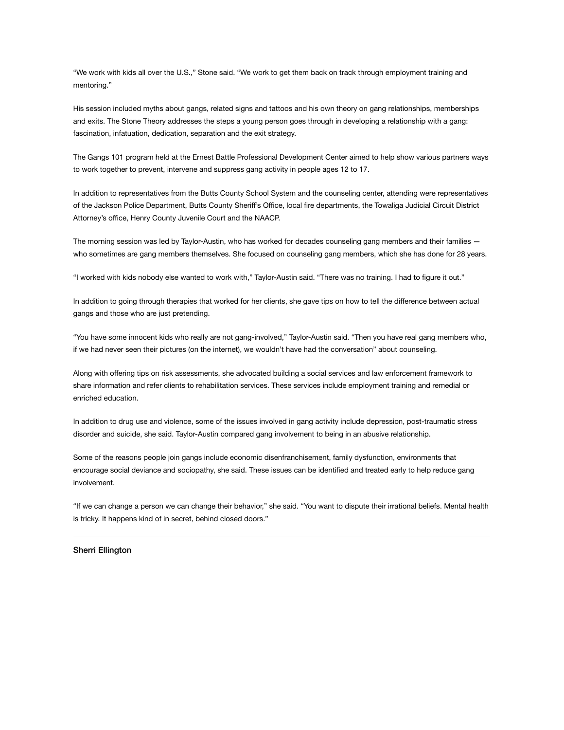"We work with kids all over the U.S.," Stone said. "We work to get them back on track through employment training and mentoring."

His session included myths about gangs, related signs and tattoos and his own theory on gang relationships, memberships and exits. The Stone Theory addresses the steps a young person goes through in developing a relationship with a gang: fascination, infatuation, dedication, separation and the exit strategy.

The Gangs 101 program held at the Ernest Battle Professional Development Center aimed to help show various partners ways to work together to prevent, intervene and suppress gang activity in people ages 12 to 17.

In addition to representatives from the Butts County School System and the counseling center, attending were representatives of the Jackson Police Department, Butts County Sheriff's Office, local fire departments, the Towaliga Judicial Circuit District Attorney's office, Henry County Juvenile Court and the NAACP.

The morning session was led by Taylor-Austin, who has worked for decades counseling gang members and their families — who sometimes are gang members themselves. She focused on counseling gang members, which she has done for 28 years.

"I worked with kids nobody else wanted to work with," Taylor-Austin said. "There was no training. I had to figure it out."

In addition to going through therapies that worked for her clients, she gave tips on how to tell the difference between actual gangs and those who are just pretending.

"You have some innocent kids who really are not gang-involved," Taylor-Austin said. "Then you have real gang members who, if we had never seen their pictures (on the internet), we wouldn't have had the conversation" about counseling.

Along with offering tips on risk assessments, she advocated building a social services and law enforcement framework to share information and refer clients to rehabilitation services. These services include employment training and remedial or enriched education.

In addition to drug use and violence, some of the issues involved in gang activity include depression, post-traumatic stress disorder and suicide, she said. Taylor-Austin compared gang involvement to being in an abusive relationship.

Some of the reasons people join gangs include economic disenfranchisement, family dysfunction, environments that encourage social deviance and sociopathy, she said. These issues can be identified and treated early to help reduce gang involvement.

"If we can change a person we can change their behavior," she said. "You want to dispute their irrational beliefs. Mental health is tricky. It happens kind of in secret, behind closed doors."

---

**Sherri Ellington**